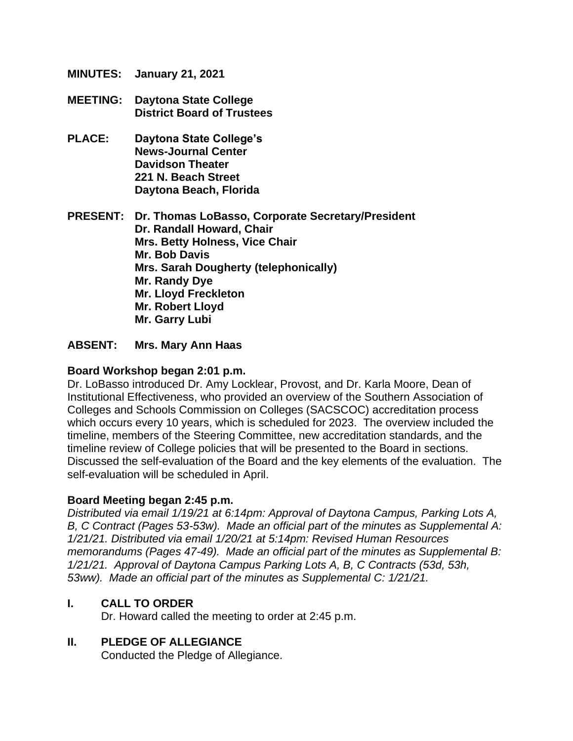**MINUTES:** **January 21, 2021**

**MEETING:** **Daytona State College**
**District Board of Trustees**

**PLACE:** **Daytona State College's**
**News-Journal Center**
**Davidson Theater**
**221 N. Beach Street**
**Daytona Beach, Florida**

**PRESENT:** **Dr. Thomas LoBasso, Corporate Secretary/President**
**Dr. Randall Howard, Chair**
**Mrs. Betty Holness, Vice Chair**
**Mr. Bob Davis**
**Mrs. Sarah Dougherty (telephonically)**
**Mr. Randy Dye**
**Mr. Lloyd Freckleton**
**Mr. Robert Lloyd**
**Mr. Garry Lubi**

**ABSENT:** **Mrs. Mary Ann Haas**

**Board Workshop began 2:01 p.m.**

Dr. LoBasso introduced Dr. Amy Locklear, Provost, and Dr. Karla Moore, Dean of Institutional Effectiveness, who provided an overview of the Southern Association of Colleges and Schools Commission on Colleges (SACSCOC) accreditation process which occurs every 10 years, which is scheduled for 2023. The overview included the timeline, members of the Steering Committee, new accreditation standards, and the timeline review of College policies that will be presented to the Board in sections. Discussed the self-evaluation of the Board and the key elements of the evaluation. The self-evaluation will be scheduled in April.

**Board Meeting began 2:45 p.m.**

*Distributed via email 1/19/21 at 6:14pm: Approval of Daytona Campus, Parking Lots A, B, C Contract (Pages 53-53w). Made an official part of the minutes as Supplemental A: 1/21/21. Distributed via email 1/20/21 at 5:14pm: Revised Human Resources memorandums (Pages 47-49). Made an official part of the minutes as Supplemental B: 1/21/21. Approval of Daytona Campus Parking Lots A, B, C Contracts (53d, 53h, 53ww). Made an official part of the minutes as Supplemental C: 1/21/21.*

## I. CALL TO ORDER

Dr. Howard called the meeting to order at 2:45 p.m.

## II. PLEDGE OF ALLEGIANCE

Conducted the Pledge of Allegiance.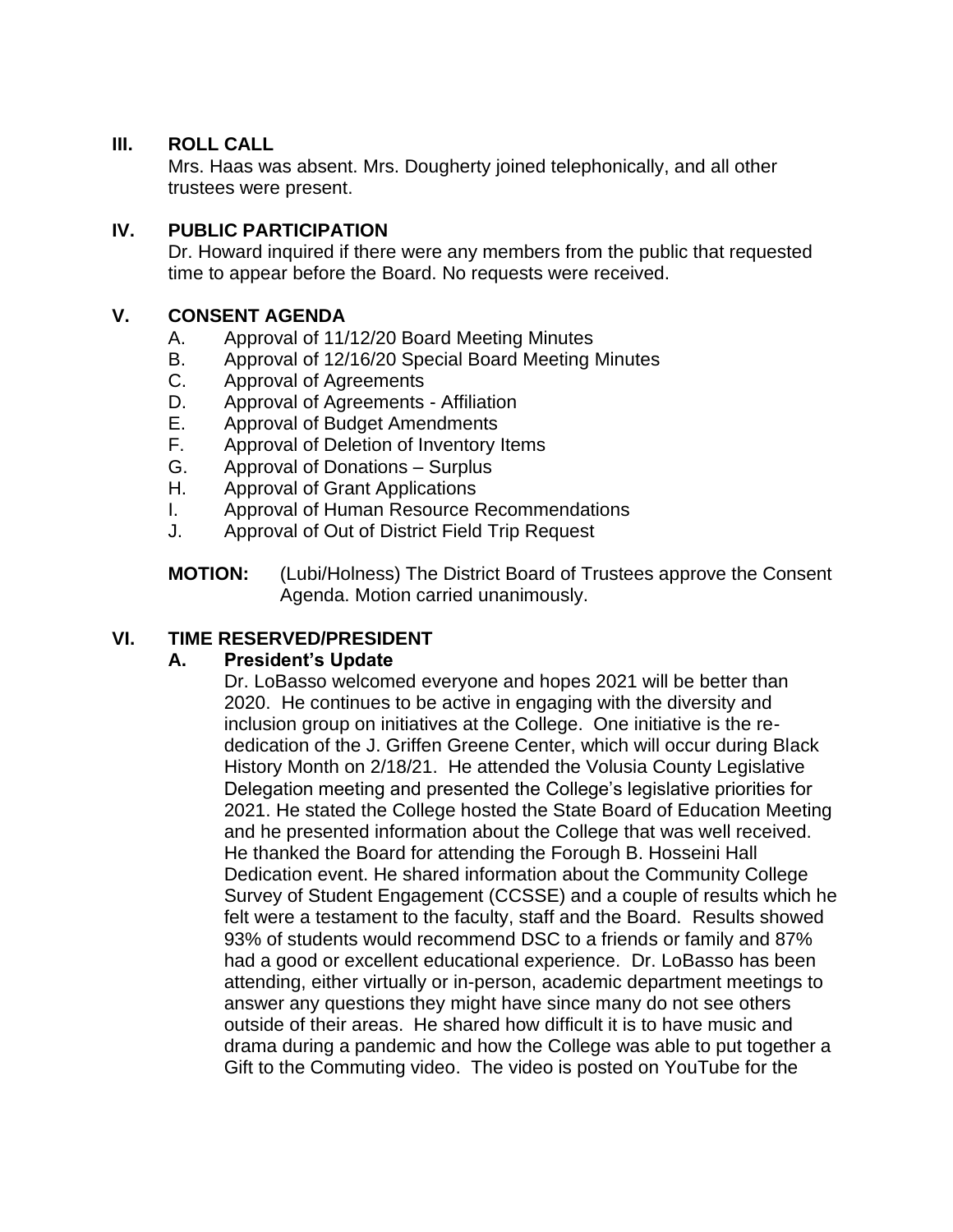## III. ROLL CALL

Mrs. Haas was absent. Mrs. Dougherty joined telephonically, and all other trustees were present.

## IV. PUBLIC PARTICIPATION

Dr. Howard inquired if there were any members from the public that requested time to appear before the Board. No requests were received.

## V. CONSENT AGENDA

A. Approval of 11/12/20 Board Meeting Minutes
B. Approval of 12/16/20 Special Board Meeting Minutes
C. Approval of Agreements
D. Approval of Agreements - Affiliation
E. Approval of Budget Amendments
F. Approval of Deletion of Inventory Items
G. Approval of Donations – Surplus
H. Approval of Grant Applications
I. Approval of Human Resource Recommendations
J. Approval of Out of District Field Trip Request

**MOTION:** (Lubi/Holness) The District Board of Trustees approve the Consent Agenda. Motion carried unanimously.

## VI. TIME RESERVED/PRESIDENT

### A. President's Update

Dr. LoBasso welcomed everyone and hopes 2021 will be better than 2020. He continues to be active in engaging with the diversity and inclusion group on initiatives at the College. One initiative is the re-dedication of the J. Griffen Greene Center, which will occur during Black History Month on 2/18/21. He attended the Volusia County Legislative Delegation meeting and presented the College's legislative priorities for 2021. He stated the College hosted the State Board of Education Meeting and he presented information about the College that was well received. He thanked the Board for attending the Forough B. Hosseini Hall Dedication event. He shared information about the Community College Survey of Student Engagement (CCSSE) and a couple of results which he felt were a testament to the faculty, staff and the Board. Results showed 93% of students would recommend DSC to a friends or family and 87% had a good or excellent educational experience. Dr. LoBasso has been attending, either virtually or in-person, academic department meetings to answer any questions they might have since many do not see others outside of their areas. He shared how difficult it is to have music and drama during a pandemic and how the College was able to put together a Gift to the Commuting video. The video is posted on YouTube for the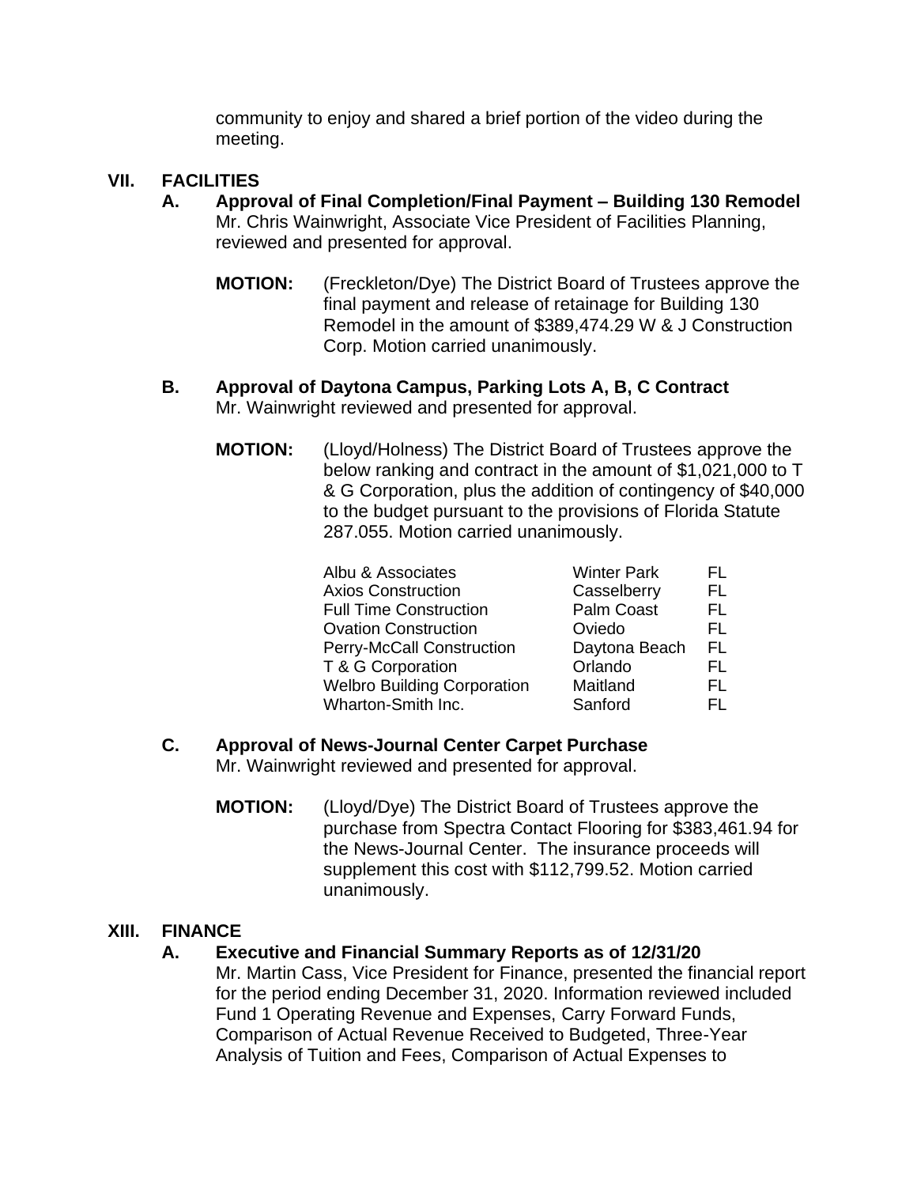community to enjoy and shared a brief portion of the video during the meeting.

## VII. FACILITIES

### A. Approval of Final Completion/Final Payment – Building 130 Remodel

Mr. Chris Wainwright, Associate Vice President of Facilities Planning, reviewed and presented for approval.

**MOTION:** (Freckleton/Dye) The District Board of Trustees approve the final payment and release of retainage for Building 130 Remodel in the amount of $389,474.29 W & J Construction Corp. Motion carried unanimously.

### B. Approval of Daytona Campus, Parking Lots A, B, C Contract

Mr. Wainwright reviewed and presented for approval.

**MOTION:** (Lloyd/Holness) The District Board of Trustees approve the below ranking and contract in the amount of $1,021,000 to T & G Corporation, plus the addition of contingency of $40,000 to the budget pursuant to the provisions of Florida Statute 287.055. Motion carried unanimously.

| | | |
|---|---|---|
| Albu & Associates | Winter Park | FL |
| Axios Construction | Casselberry | FL |
| Full Time Construction | Palm Coast | FL |
| Ovation Construction | Oviedo | FL |
| Perry-McCall Construction | Daytona Beach | FL |
| T & G Corporation | Orlando | FL |
| Welbro Building Corporation | Maitland | FL |
| Wharton-Smith Inc. | Sanford | FL |

### C. Approval of News-Journal Center Carpet Purchase

Mr. Wainwright reviewed and presented for approval.

**MOTION:** (Lloyd/Dye) The District Board of Trustees approve the purchase from Spectra Contact Flooring for $383,461.94 for the News-Journal Center. The insurance proceeds will supplement this cost with $112,799.52. Motion carried unanimously.

## XIII. FINANCE

### A. Executive and Financial Summary Reports as of 12/31/20

Mr. Martin Cass, Vice President for Finance, presented the financial report for the period ending December 31, 2020. Information reviewed included Fund 1 Operating Revenue and Expenses, Carry Forward Funds, Comparison of Actual Revenue Received to Budgeted, Three-Year Analysis of Tuition and Fees, Comparison of Actual Expenses to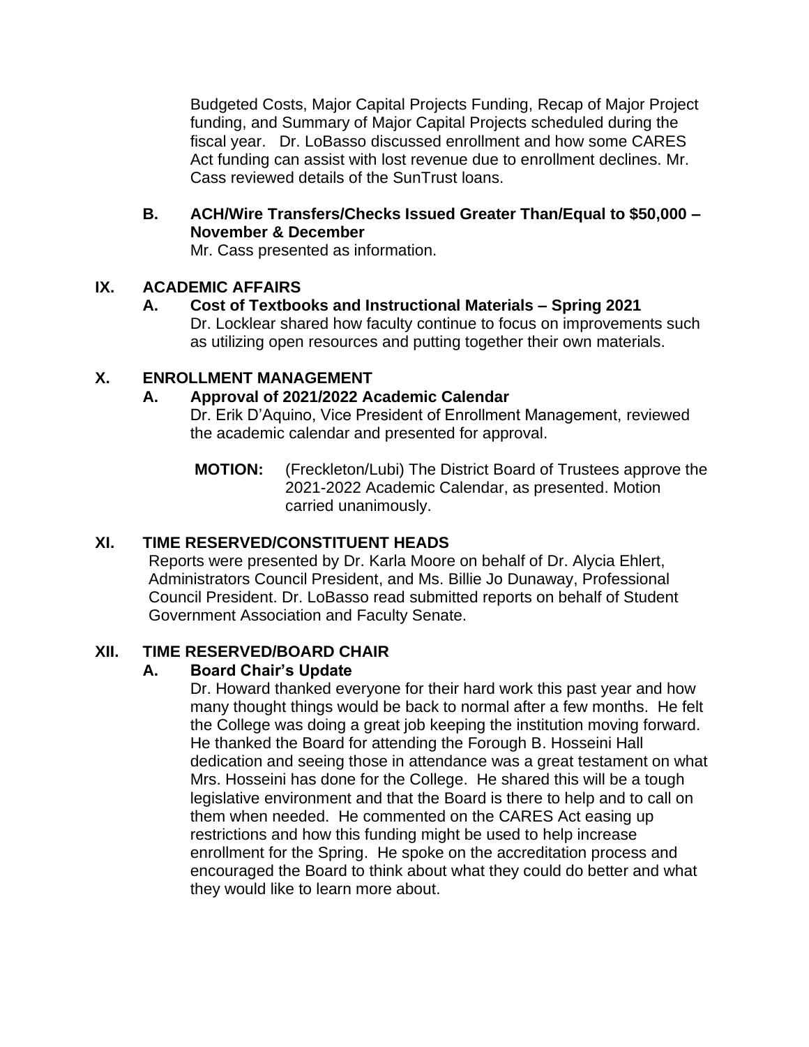Budgeted Costs, Major Capital Projects Funding, Recap of Major Project funding, and Summary of Major Capital Projects scheduled during the fiscal year. Dr. LoBasso discussed enrollment and how some CARES Act funding can assist with lost revenue due to enrollment declines. Mr. Cass reviewed details of the SunTrust loans.

**B. ACH/Wire Transfers/Checks Issued Greater Than/Equal to $50,000 – November & December**

Mr. Cass presented as information.

## IX. ACADEMIC AFFAIRS

**A. Cost of Textbooks and Instructional Materials – Spring 2021**

Dr. Locklear shared how faculty continue to focus on improvements such as utilizing open resources and putting together their own materials.

## X. ENROLLMENT MANAGEMENT

**A. Approval of 2021/2022 Academic Calendar**

Dr. Erik D'Aquino, Vice President of Enrollment Management, reviewed the academic calendar and presented for approval.

**MOTION:** (Freckleton/Lubi) The District Board of Trustees approve the 2021-2022 Academic Calendar, as presented. Motion carried unanimously.

## XI. TIME RESERVED/CONSTITUENT HEADS

Reports were presented by Dr. Karla Moore on behalf of Dr. Alycia Ehlert, Administrators Council President, and Ms. Billie Jo Dunaway, Professional Council President. Dr. LoBasso read submitted reports on behalf of Student Government Association and Faculty Senate.

## XII. TIME RESERVED/BOARD CHAIR

**A. Board Chair's Update**

Dr. Howard thanked everyone for their hard work this past year and how many thought things would be back to normal after a few months. He felt the College was doing a great job keeping the institution moving forward. He thanked the Board for attending the Forough B. Hosseini Hall dedication and seeing those in attendance was a great testament on what Mrs. Hosseini has done for the College. He shared this will be a tough legislative environment and that the Board is there to help and to call on them when needed. He commented on the CARES Act easing up restrictions and how this funding might be used to help increase enrollment for the Spring. He spoke on the accreditation process and encouraged the Board to think about what they could do better and what they would like to learn more about.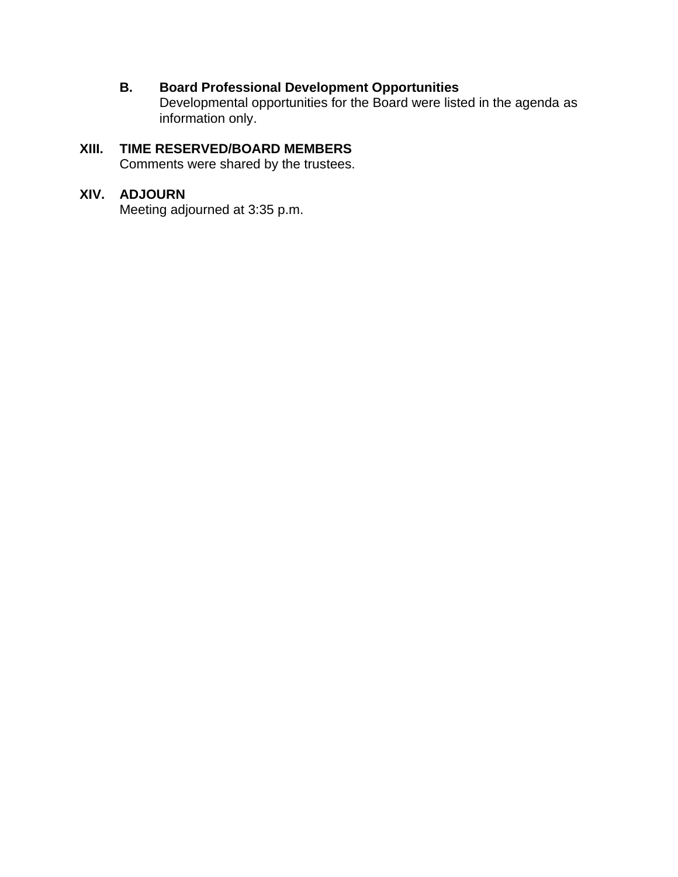**B. Board Professional Development Opportunities**
Developmental opportunities for the Board were listed in the agenda as information only.

## XIII. TIME RESERVED/BOARD MEMBERS

Comments were shared by the trustees.

## XIV. ADJOURN

Meeting adjourned at 3:35 p.m.